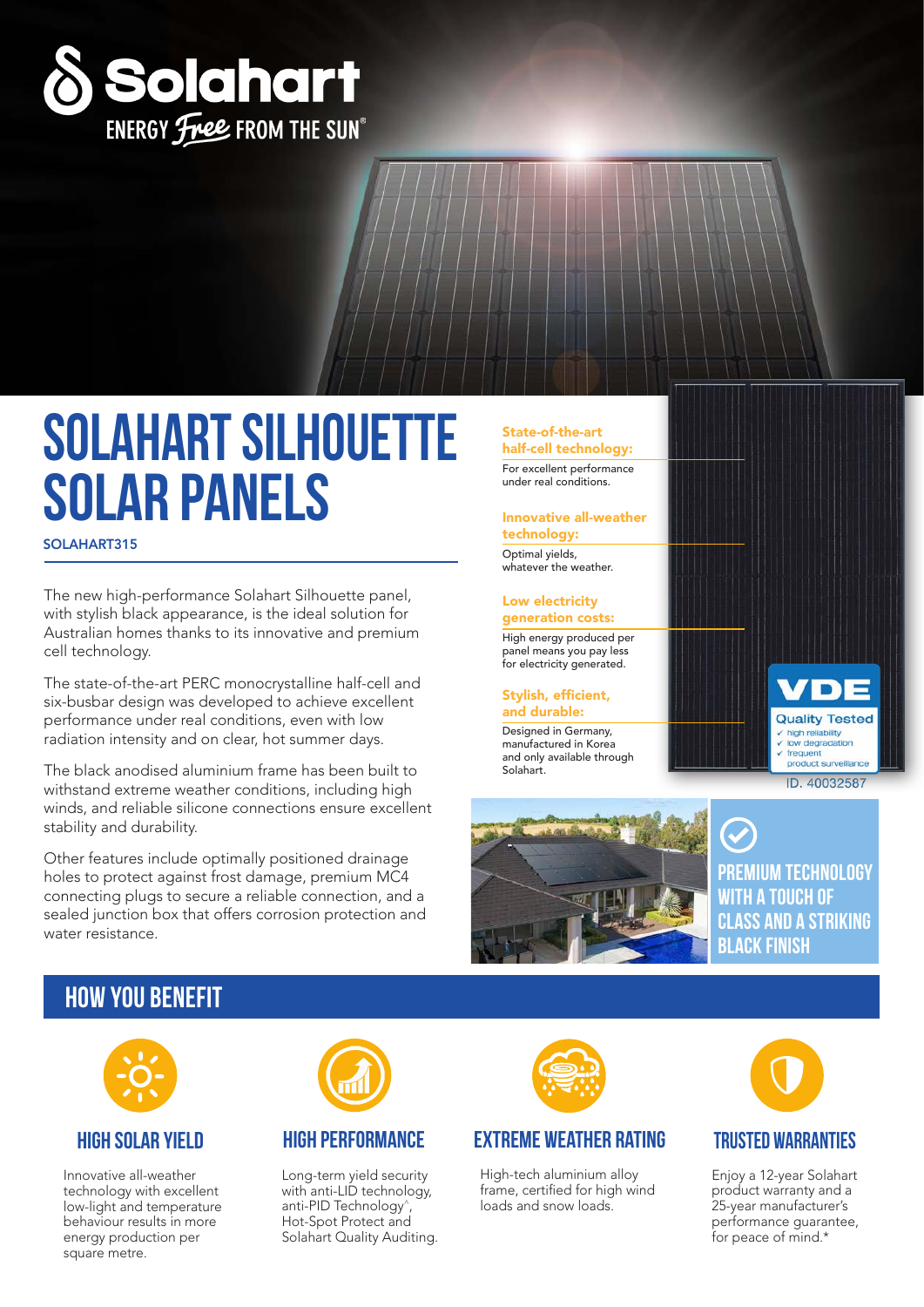Solahart

ENERGY Free FROM THE SUN®

# SOLAHART SILHOUETTE SOLAR PANELS

**SOLAHART315**

The new high-performance Solahart Silhouette panel, with stylish black appearance, is the ideal solution for Australian homes thanks to its innovative and premium cell technology.

The state-of-the-art PERC monocrystalline half-cell and six-busbar design was developed to achieve excellent performance under real conditions, even with low radiation intensity and on clear, hot summer days.

The black anodised aluminium frame has been built to withstand extreme weather conditions, including high winds, and reliable silicone connections ensure excellent stability and durability.

Other features include optimally positioned drainage holes to protect against frost damage, premium MC4 connecting plugs to secure a reliable connection, and a sealed junction box that offers corrosion protection and water resistance.

**State-of-the-art half-cell technology:**
For excellent performance under real conditions.

**Innovative all-weather technology:**
Optimal yields, whatever the weather.

**Low electricity generation costs:**
High energy produced per panel means you pay less for electricity generated.

**Stylish, efficient, and durable:**
Designed in Germany, manufactured in Korea and only available through Solahart.

VDE Quality Tested
✓ high reliability
✓ low degradation
✓ frequent product surveillance
ID. 40032587

**PREMIUM TECHNOLOGY WITH A TOUCH OF CLASS AND A STRIKING BLACK FINISH**

## HOW YOU BENEFIT

### HIGH SOLAR YIELD

Innovative all-weather technology with excellent low-light and temperature behaviour results in more energy production per square metre.

### HIGH PERFORMANCE

Long-term yield security with anti-LID technology, anti-PID Technology^, Hot-Spot Protect and Solahart Quality Auditing.

### EXTREME WEATHER RATING

High-tech aluminium alloy frame, certified for high wind loads and snow loads.

### TRUSTED WARRANTIES

Enjoy a 12-year Solahart product warranty and a 25-year manufacturer's performance guarantee, for peace of mind.*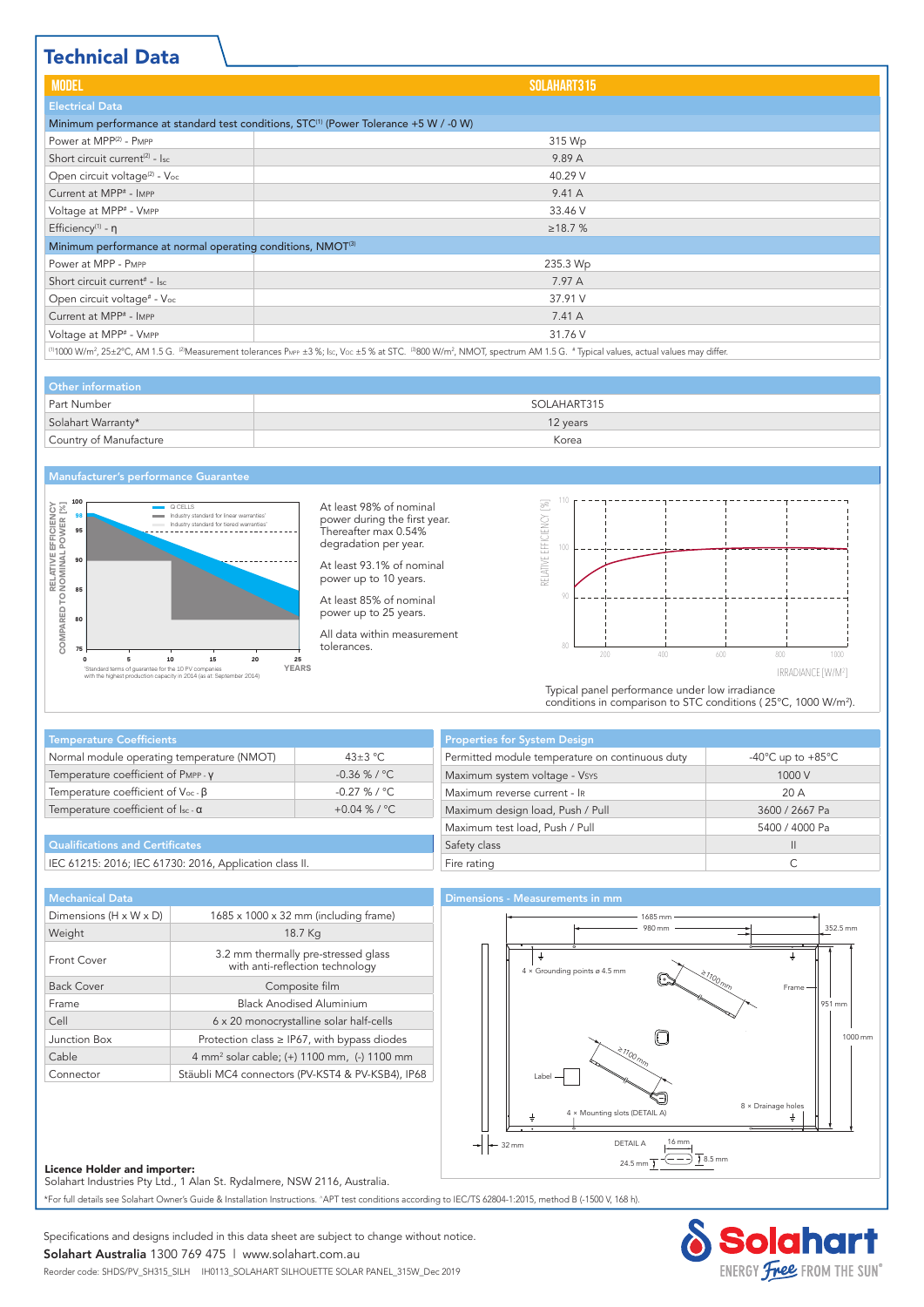# Technical Data

| MODEL | SOLAHART315 |
|---|---|
| **Electrical Data** | |
| Minimum performance at standard test conditions, STC[1] (Power Tolerance +5 W / -0 W) | |
| Power at MPP[2] - $P_{MPP}$ | 315 Wp |
| Short circuit current[2] - $I_{SC}$ | 9.89 A |
| Open circuit voltage[2] - $V_{OC}$ | 40.29 V |
| Current at MPP# - $I_{MPP}$ | 9.41 A |
| Voltage at MPP# - $V_{MPP}$ | 33.46 V |
| Efficiency[1] - η | ≥18.7 % |
| Minimum performance at normal operating conditions, NMOT[3] | |
| Power at MPP - $P_{MPP}$ | 235.3 Wp |
| Short circuit current# - $I_{SC}$ | 7.97 A |
| Open circuit voltage# - $V_{OC}$ | 37.91 V |
| Current at MPP# - $I_{MPP}$ | 7.41 A |
| Voltage at MPP# - $V_{MPP}$ | 31.76 V |

[1]1000 W/m², 25±2°C, AM 1.5 G. [2]Measurement tolerances $P_{MPP}$ ±3 %; $I_{SC}$, $V_{OC}$ ±5 % at STC. [3]800 W/m², NMOT, spectrum AM 1.5 G. # Typical values, actual values may differ.

| Other information | |
|---|---|
| Part Number | SOLAHART315 |
| Solahart Warranty* | 12 years |
| Country of Manufacture | Korea |

## Manufacturer's performance Guarantee

RELATIVE EFFICIENCY COMPARED TO NOMINAL POWER [%]
100
98
95
90
85
80
75
0 5 10 15 20 25
YEARS
Q CELLS
Industry standard for linear warranties*
Industry standard for tiered warranties*
*Standard terms of guarantee for the 10 PV companies with the highest production capacity in 2014 (as at: September 2014)

At least 98% of nominal power during the first year. Thereafter max 0.54% degradation per year.

At least 93.1% of nominal power up to 10 years.

At least 85% of nominal power up to 25 years.

All data within measurement tolerances.

RELATIVE EFFICIENCY [%]
110
100
90
80
200 400 600 800 1000
IRRADIANCE [W/M²]

Typical panel performance under low irradiance conditions in comparison to STC conditions ( 25°C, 1000 W/m²).

| Temperature Coefficients | |
|---|---|
| Normal module operating temperature (NMOT) | 43±3 °C |
| Temperature coefficient of $P_{MPP}$ - γ | -0.36 % / °C |
| Temperature coefficient of $V_{OC}$ - β | -0.27 % / °C |
| Temperature coefficient of $I_{SC}$ - α | +0.04 % / °C |

**Qualifications and Certificates**

IEC 61215: 2016; IEC 61730: 2016, Application class II.

| Properties for System Design | |
|---|---|
| Permitted module temperature on continuous duty | -40°C up to +85°C |
| Maximum system voltage - $V_{SYS}$ | 1000 V |
| Maximum reverse current - $I_R$ | 20 A |
| Maximum design load, Push / Pull | 3600 / 2667 Pa |
| Maximum test load, Push / Pull | 5400 / 4000 Pa |
| Safety class | II |
| Fire rating | C |

| Mechanical Data | |
|---|---|
| Dimensions (H x W x D) | 1685 x 1000 x 32 mm (including frame) |
| Weight | 18.7 Kg |
| Front Cover | 3.2 mm thermally pre-stressed glass with anti-reflection technology |
| Back Cover | Composite film |
| Frame | Black Anodised Aluminium |
| Cell | 6 x 20 monocrystalline solar half-cells |
| Junction Box | Protection class ≥ IP67, with bypass diodes |
| Cable | 4 mm² solar cable; (+) 1100 mm, (-) 1100 mm |
| Connector | Stäubli MC4 connectors (PV-KST4 & PV-KSB4), IP68 |

**Dimensions - Measurements in mm**

1685 mm
980 mm
352.5 mm
4 × Grounding points ø 4.5 mm
≥1100 mm
Frame
951 mm
1000 mm
≥1100 mm
Label
8 × Drainage holes
4 × Mounting slots (DETAIL A)
32 mm
DETAIL A
16 mm
24.5 mm
8.5 mm

**Licence Holder and importer:**
Solahart Industries Pty Ltd., 1 Alan St. Rydalmere, NSW 2116, Australia.

*For full details see Solahart Owner's Guide & Installation Instructions. °APT test conditions according to IEC/TS 62804-1:2015, method B (-1500 V, 168 h).

Specifications and designs included in this data sheet are subject to change without notice.

**Solahart Australia** 1300 769 475 | www.solahart.com.au

Reorder code: SHDS/PV_SH315_SILH IH0113_SOLAHART SILHOUETTE SOLAR PANEL_315W_Dec 2019

Solahart ENERGY Free FROM THE SUN®